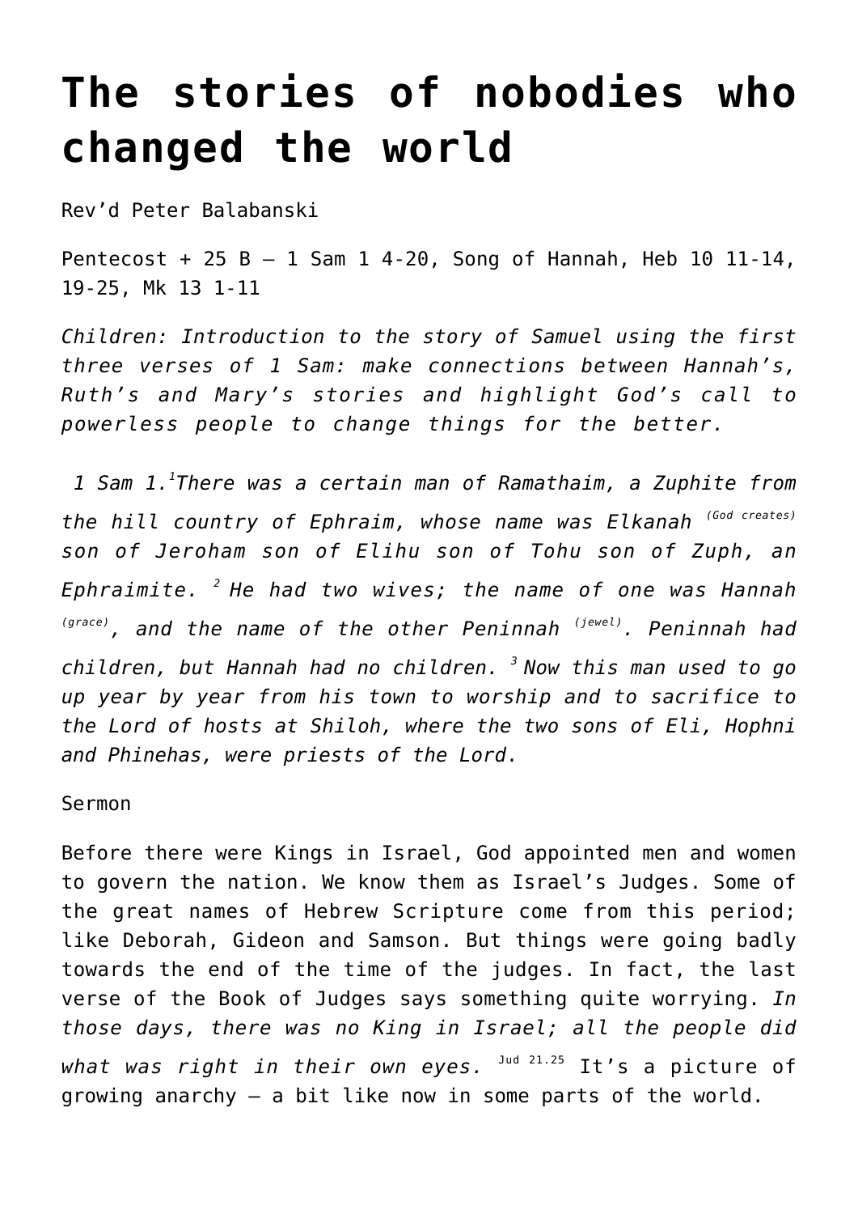# The stories of nobodies who changed the world

Rev'd Peter Balabanski

Pentecost + 25 B – 1 Sam 1 4-20, Song of Hannah, Heb 10 11-14, 19-25, Mk 13 1-11

*Children: Introduction to the story of Samuel using the first three verses of 1 Sam: make connections between Hannah's, Ruth's and Mary's stories and highlight God's call to powerless people to change things for the better.*

*1 Sam 1.[1]There was a certain man of Ramathaim, a Zuphite from the hill country of Ephraim, whose name was Elkanah (God creates) son of Jeroham son of Elihu son of Tohu son of Zuph, an Ephraimite. [2] He had two wives; the name of one was Hannah (grace), and the name of the other Peninnah (jewel). Peninnah had children, but Hannah had no children. [3] Now this man used to go up year by year from his town to worship and to sacrifice to the Lord of hosts at Shiloh, where the two sons of Eli, Hophni and Phinehas, were priests of the Lord.*

Sermon

Before there were Kings in Israel, God appointed men and women to govern the nation. We know them as Israel's Judges. Some of the great names of Hebrew Scripture come from this period; like Deborah, Gideon and Samson. But things were going badly towards the end of the time of the judges. In fact, the last verse of the Book of Judges says something quite worrying. *In those days, there was no King in Israel; all the people did what was right in their own eyes.* [Jud 21.25] It's a picture of growing anarchy – a bit like now in some parts of the world.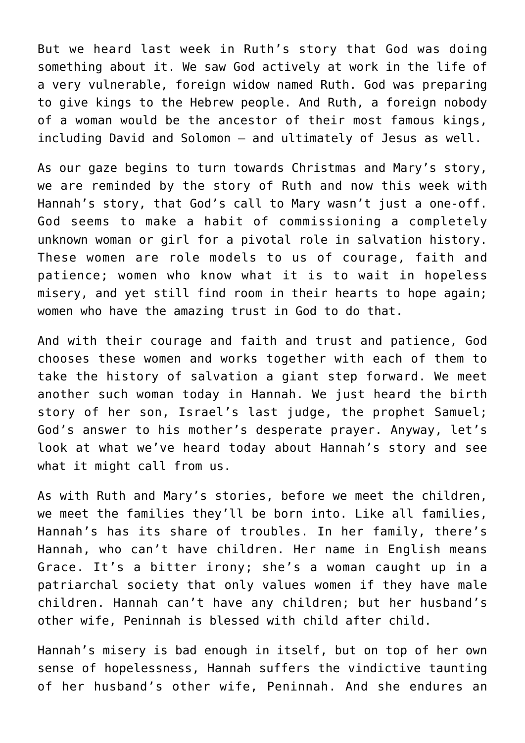But we heard last week in Ruth's story that God was doing something about it. We saw God actively at work in the life of a very vulnerable, foreign widow named Ruth. God was preparing to give kings to the Hebrew people. And Ruth, a foreign nobody of a woman would be the ancestor of their most famous kings, including David and Solomon – and ultimately of Jesus as well.

As our gaze begins to turn towards Christmas and Mary's story, we are reminded by the story of Ruth and now this week with Hannah's story, that God's call to Mary wasn't just a one-off. God seems to make a habit of commissioning a completely unknown woman or girl for a pivotal role in salvation history. These women are role models to us of courage, faith and patience; women who know what it is to wait in hopeless misery, and yet still find room in their hearts to hope again; women who have the amazing trust in God to do that.

And with their courage and faith and trust and patience, God chooses these women and works together with each of them to take the history of salvation a giant step forward. We meet another such woman today in Hannah. We just heard the birth story of her son, Israel's last judge, the prophet Samuel; God's answer to his mother's desperate prayer. Anyway, let's look at what we've heard today about Hannah's story and see what it might call from us.

As with Ruth and Mary's stories, before we meet the children, we meet the families they'll be born into. Like all families, Hannah's has its share of troubles. In her family, there's Hannah, who can't have children. Her name in English means Grace. It's a bitter irony; she's a woman caught up in a patriarchal society that only values women if they have male children. Hannah can't have any children; but her husband's other wife, Peninnah is blessed with child after child.

Hannah's misery is bad enough in itself, but on top of her own sense of hopelessness, Hannah suffers the vindictive taunting of her husband's other wife, Peninnah. And she endures an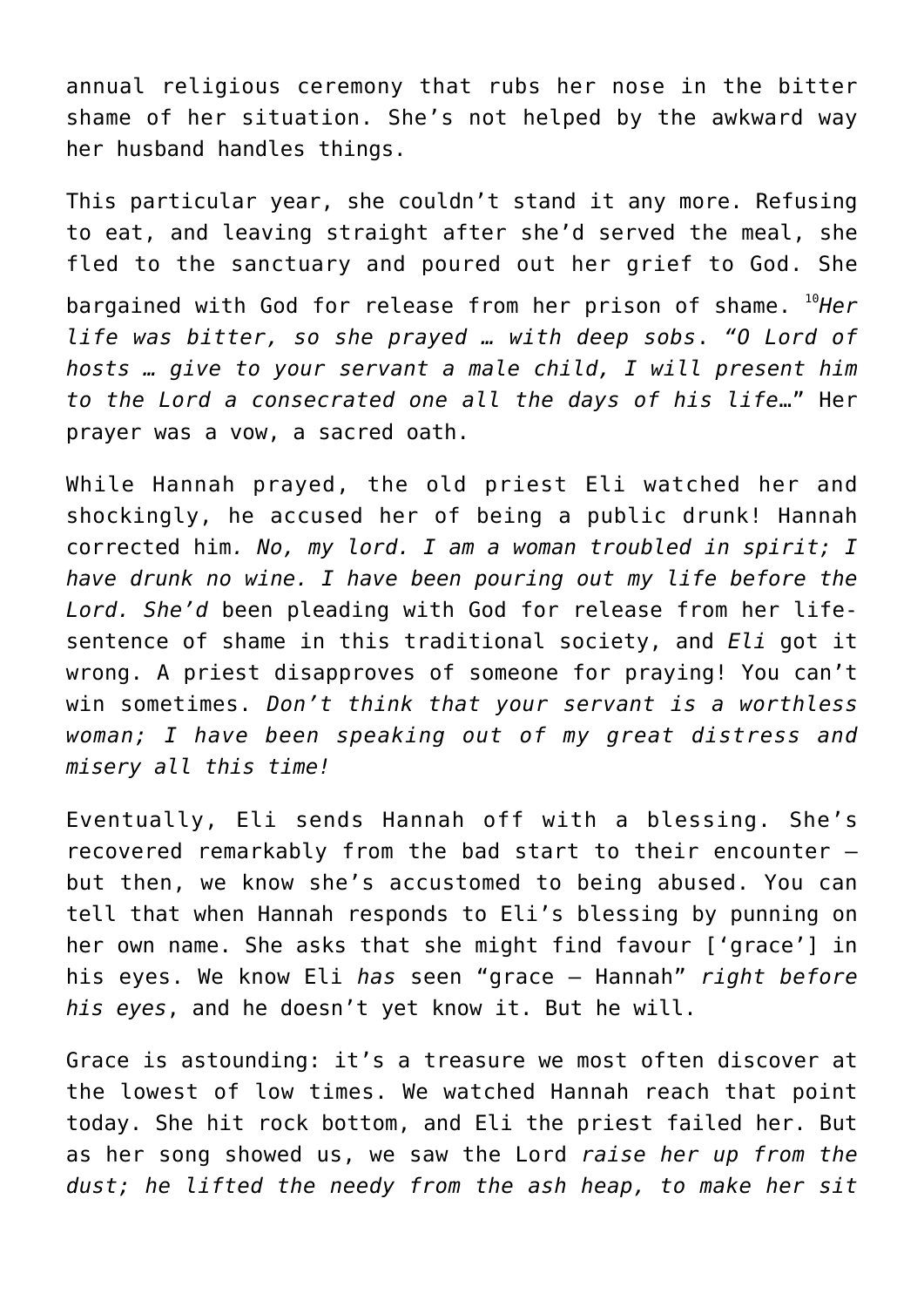annual religious ceremony that rubs her nose in the bitter shame of her situation. She's not helped by the awkward way her husband handles things.

This particular year, she couldn't stand it any more. Refusing to eat, and leaving straight after she'd served the meal, she fled to the sanctuary and poured out her grief to God. She bargained with God for release from her prison of shame. [10]*Her life was bitter, so she prayed … with deep sobs. "O Lord of hosts … give to your servant a male child, I will present him to the Lord a consecrated one all the days of his life…*" Her prayer was a vow, a sacred oath.

While Hannah prayed, the old priest Eli watched her and shockingly, he accused her of being a public drunk! Hannah corrected him*. No, my lord. I am a woman troubled in spirit; I have drunk no wine. I have been pouring out my life before the Lord. She'd* been pleading with God for release from her life-sentence of shame in this traditional society, and *Eli* got it wrong. A priest disapproves of someone for praying! You can't win sometimes. *Don't think that your servant is a worthless woman; I have been speaking out of my great distress and misery all this time!*

Eventually, Eli sends Hannah off with a blessing. She's recovered remarkably from the bad start to their encounter – but then, we know she's accustomed to being abused. You can tell that when Hannah responds to Eli's blessing by punning on her own name. She asks that she might find favour ['grace'] in his eyes. We know Eli *has* seen "grace – Hannah" *right before his eyes*, and he doesn't yet know it. But he will.

Grace is astounding: it's a treasure we most often discover at the lowest of low times. We watched Hannah reach that point today. She hit rock bottom, and Eli the priest failed her. But as her song showed us, we saw the Lord *raise her up from the dust; he lifted the needy from the ash heap, to make her sit*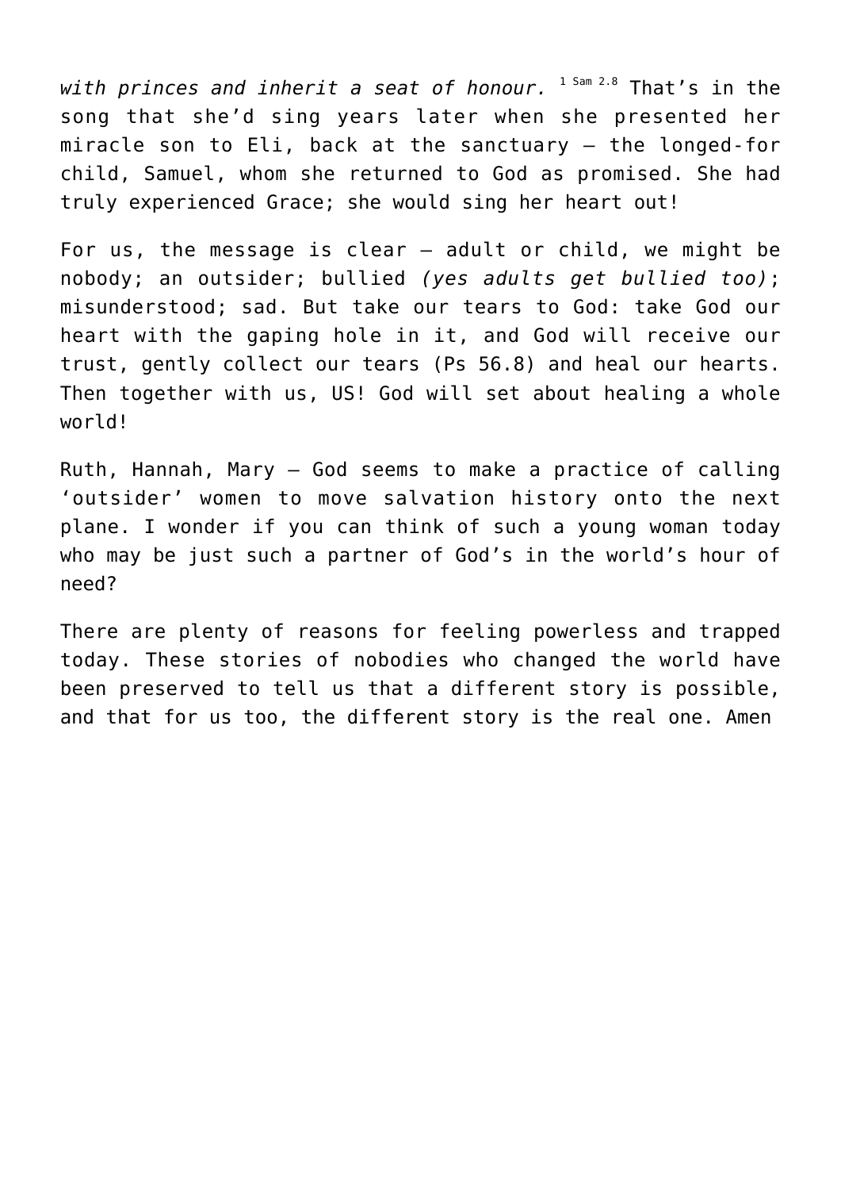*with princes and inherit a seat of honour.* [1 Sam 2.8] That’s in the song that she’d sing years later when she presented her miracle son to Eli, back at the sanctuary – the longed-for child, Samuel, whom she returned to God as promised. She had truly experienced Grace; she would sing her heart out!

For us, the message is clear – adult or child, we might be nobody; an outsider; bullied *(yes adults get bullied too)*; misunderstood; sad. But take our tears to God: take God our heart with the gaping hole in it, and God will receive our trust, gently collect our tears (Ps 56.8) and heal our hearts. Then together with us, US! God will set about healing a whole world!

Ruth, Hannah, Mary – God seems to make a practice of calling ‘outsider’ women to move salvation history onto the next plane. I wonder if you can think of such a young woman today who may be just such a partner of God’s in the world’s hour of need?

There are plenty of reasons for feeling powerless and trapped today. These stories of nobodies who changed the world have been preserved to tell us that a different story is possible, and that for us too, the different story is the real one. Amen